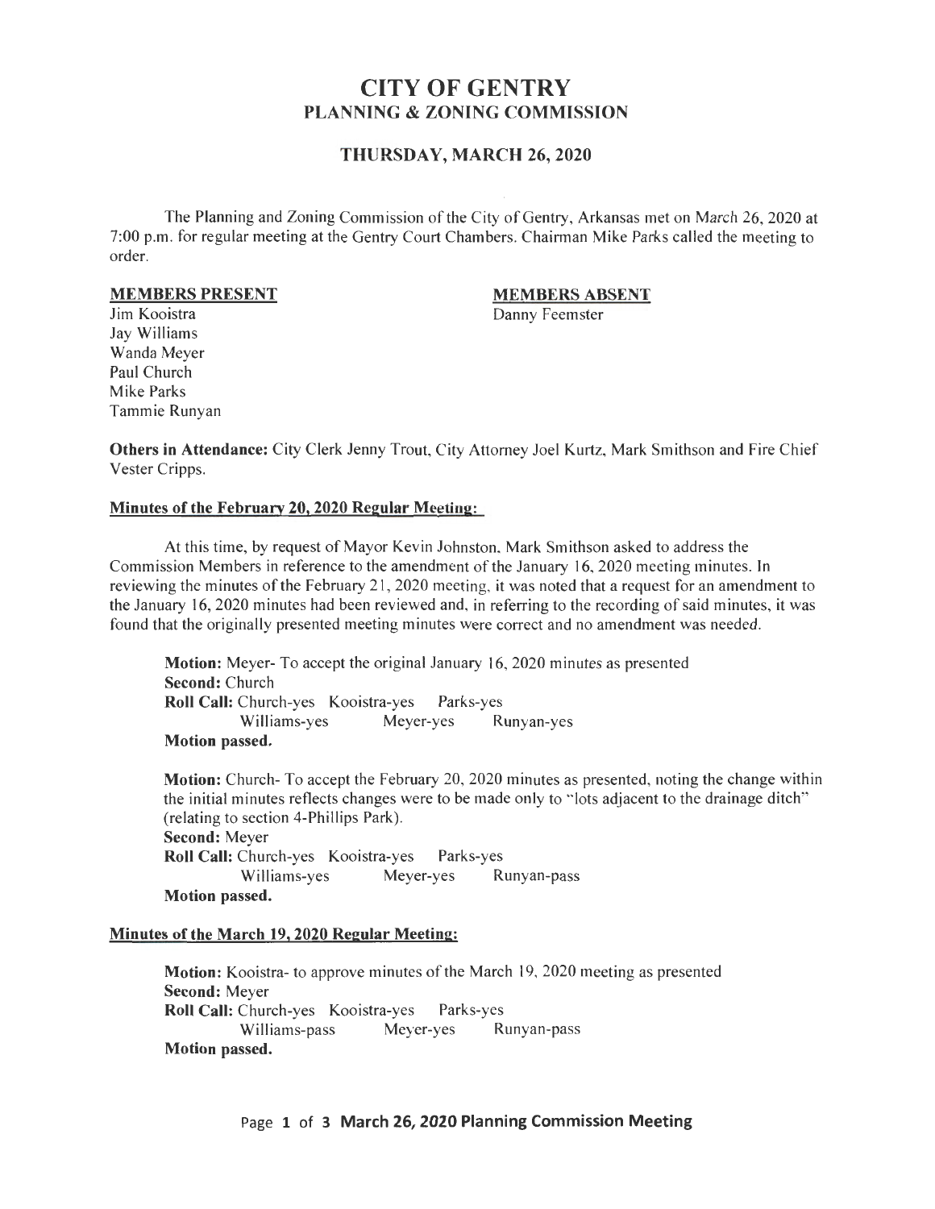# CITY OF GENTRY
## PLANNING & ZONING COMMISSION

### THURSDAY, MARCH 26, 2020

The Planning and Zoning Commission of the City of Gentry, Arkansas met on March 26, 2020 at 7:00 p.m. for regular meeting at the Gentry Court Chambers. Chairman Mike Parks called the meeting to order.

| MEMBERS PRESENT | MEMBERS ABSENT |
|---|---|
| Jim Kooistra | Danny Feemster |
| Jay Williams | |
| Wanda Meyer | |
| Paul Church | |
| Mike Parks | |
| Tammie Runyan | |

**Others in Attendance:** City Clerk Jenny Trout, City Attorney Joel Kurtz, Mark Smithson and Fire Chief Vester Cripps.

**Minutes of the February 20, 2020 Regular Meeting:**

At this time, by request of Mayor Kevin Johnston, Mark Smithson asked to address the Commission Members in reference to the amendment of the January 16, 2020 meeting minutes. In reviewing the minutes of the February 21, 2020 meeting, it was noted that a request for an amendment to the January 16, 2020 minutes had been reviewed and, in referring to the recording of said minutes, it was found that the originally presented meeting minutes were correct and no amendment was needed.

**Motion:** Meyer- To accept the original January 16, 2020 minutes as presented
**Second:** Church
**Roll Call:** Church-yes Kooistra-yes Parks-yes
Williams-yes Meyer-yes Runyan-yes
**Motion passed.**

**Motion:** Church- To accept the February 20, 2020 minutes as presented, noting the change within the initial minutes reflects changes were to be made only to "lots adjacent to the drainage ditch" (relating to section 4-Phillips Park).
**Second:** Meyer
**Roll Call:** Church-yes Kooistra-yes Parks-yes
Williams-yes Meyer-yes Runyan-pass
**Motion passed.**

**Minutes of the March 19, 2020 Regular Meeting:**

**Motion:** Kooistra- to approve minutes of the March 19, 2020 meeting as presented
**Second:** Meyer
**Roll Call:** Church-yes Kooistra-yes Parks-yes
Williams-pass Meyer-yes Runyan-pass
**Motion passed.**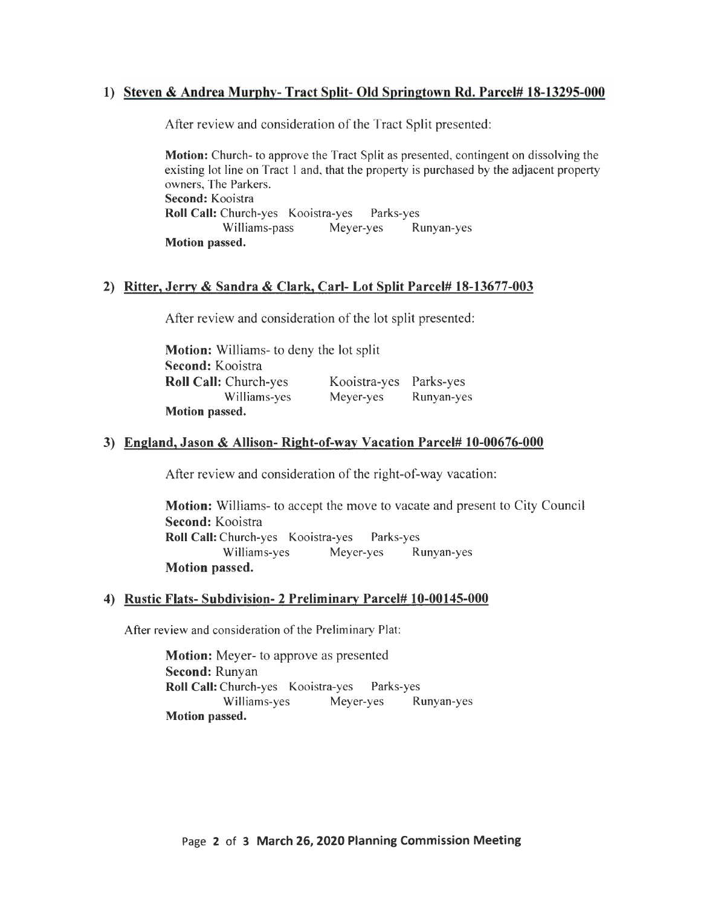1) **Steven & Andrea Murphy- Tract Split- Old Springtown Rd. Parcel# 18-13295-000**

After review and consideration of the Tract Split presented:

**Motion:** Church- to approve the Tract Split as presented, contingent on dissolving the existing lot line on Tract 1 and, that the property is purchased by the adjacent property owners, The Parkers.
**Second:** Kooistra
**Roll Call:** Church-yes Kooistra-yes Parks-yes
Williams-pass Meyer-yes Runyan-yes
**Motion passed.**

2) **Ritter, Jerry & Sandra & Clark, Carl- Lot Split Parcel# 18-13677-003**

After review and consideration of the lot split presented:

**Motion:** Williams- to deny the lot split
**Second:** Kooistra
**Roll Call:** Church-yes Kooistra-yes Parks-yes
Williams-yes Meyer-yes Runyan-yes
**Motion passed.**

3) **England, Jason & Allison- Right-of-way Vacation Parcel# 10-00676-000**

After review and consideration of the right-of-way vacation:

**Motion:** Williams- to accept the move to vacate and present to City Council
**Second:** Kooistra
**Roll Call:** Church-yes Kooistra-yes Parks-yes
Williams-yes Meyer-yes Runyan-yes
**Motion passed.**

4) **Rustic Flats- Subdivision- 2 Preliminary Parcel# 10-00145-000**

After review and consideration of the Preliminary Plat:

**Motion:** Meyer- to approve as presented
**Second:** Runyan
**Roll Call:** Church-yes Kooistra-yes Parks-yes
Williams-yes Meyer-yes Runyan-yes
**Motion passed.**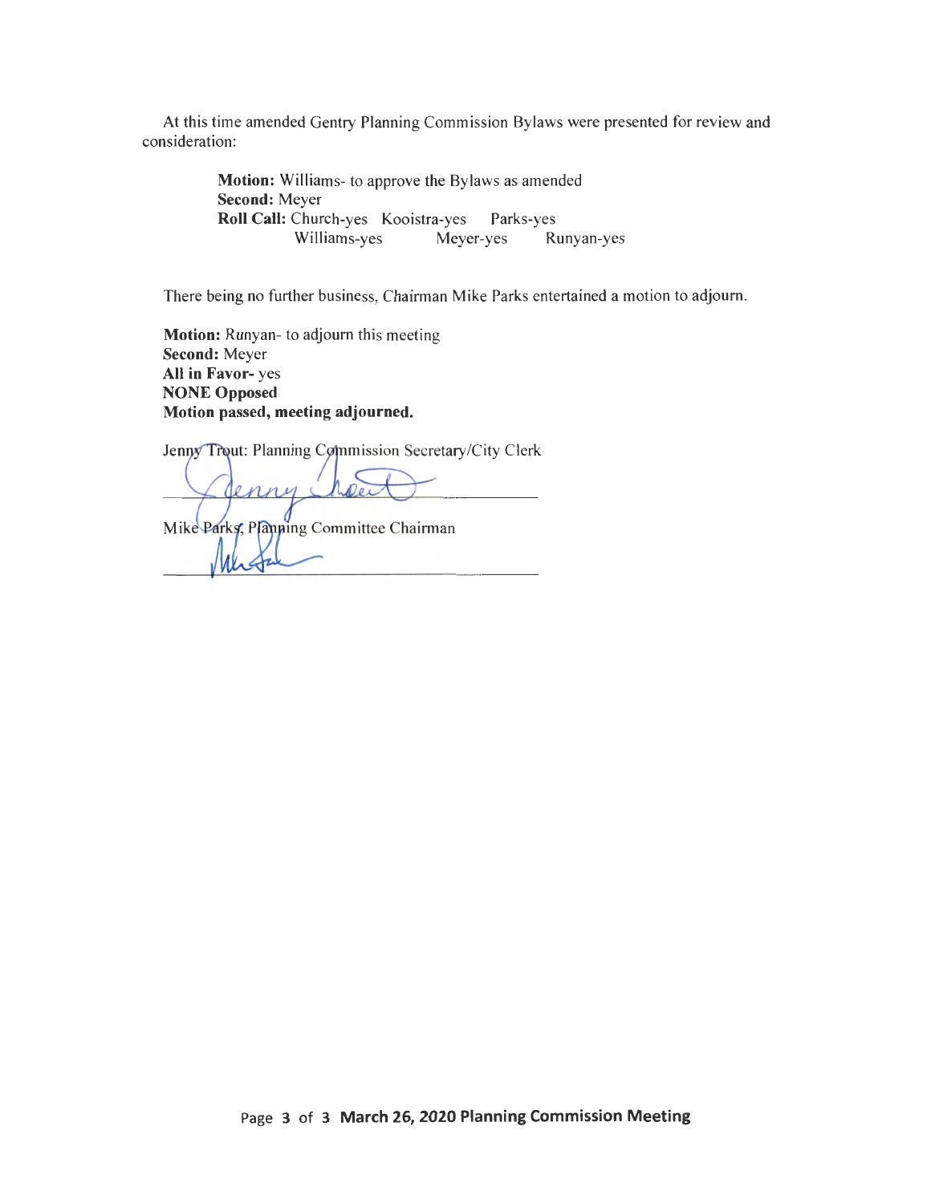At this time amended Gentry Planning Commission Bylaws were presented for review and consideration:

**Motion:** Williams- to approve the Bylaws as amended
**Second:** Meyer
**Roll Call:** Church-yes Kooistra-yes Parks-yes
Williams-yes Meyer-yes Runyan-yes

There being no further business, Chairman Mike Parks entertained a motion to adjourn.

**Motion:** Runyan- to adjourn this meeting
**Second:** Meyer
**All in Favor-** yes
**NONE Opposed**
**Motion passed, meeting adjourned.**

Jenny Trout: Planning Commission Secretary/City Clerk

Mike Parks, Planning Committee Chairman